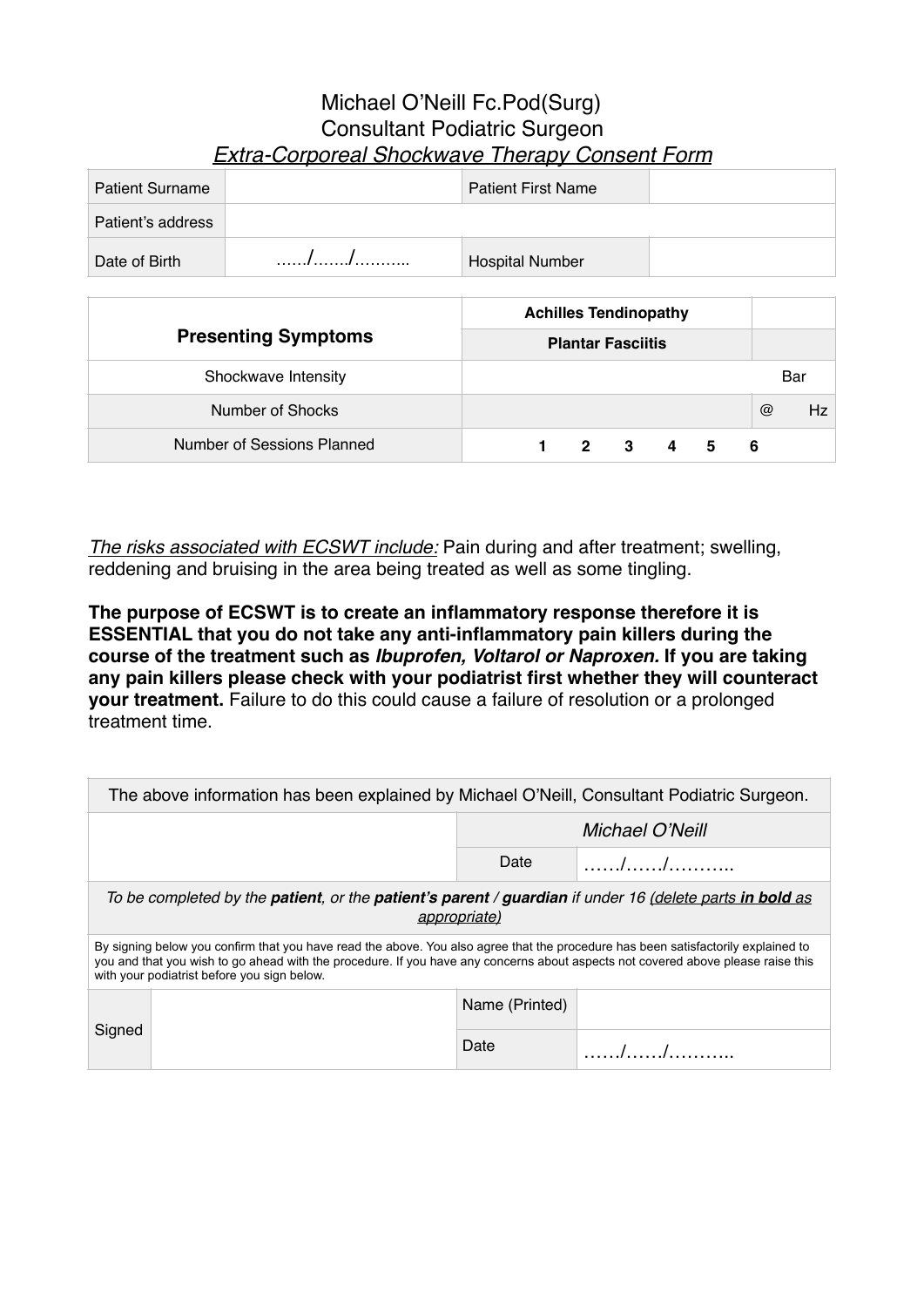Michael O'Neill Fc.Pod(Surg)
Consultant Podiatric Surgeon
*Extra-Corporeal Shockwave Therapy Consent Form*

| Patient Surname | | Patient First Name | |
|---|---|---|---|
| Patient's address | | | |
| Date of Birth | ……/……/……….. | Hospital Number | |

| **Presenting Symptoms** | **Achilles Tendinopathy** | |
|---|---|---|
| | **Plantar Fasciitis** | |
| Shockwave Intensity | | Bar |
| Number of Shocks | | @ Hz |
| Number of Sessions Planned | **1 2 3 4 5 6** | |

*The risks associated with ECSWT include:* Pain during and after treatment; swelling, reddening and bruising in the area being treated as well as some tingling.

**The purpose of ECSWT is to create an inflammatory response therefore it is ESSENTIAL that you do not take any anti-inflammatory pain killers during the course of the treatment such as *Ibuprofen, Voltarol or Naproxen.* If you are taking any pain killers please check with your podiatrist first whether they will counteract your treatment.** Failure to do this could cause a failure of resolution or a prolonged treatment time.

| The above information has been explained by Michael O'Neill, Consultant Podiatric Surgeon. | | |
|---|---|---|
| | *Michael O'Neill* | |
| | Date | ……/……/……….. |
| *To be completed by the **patient**, or the **patient's parent** / **guardian** if under 16 (delete parts **in bold** as appropriate)* | | |
| By signing below you confirm that you have read the above. You also agree that the procedure has been satisfactorily explained to you and that you wish to go ahead with the procedure. If you have any concerns about aspects not covered above please raise this with your podiatrist before you sign below. | | |

| Signed | | Name (Printed) | |
|---|---|---|---|
| | | Date | ……/……/……….. |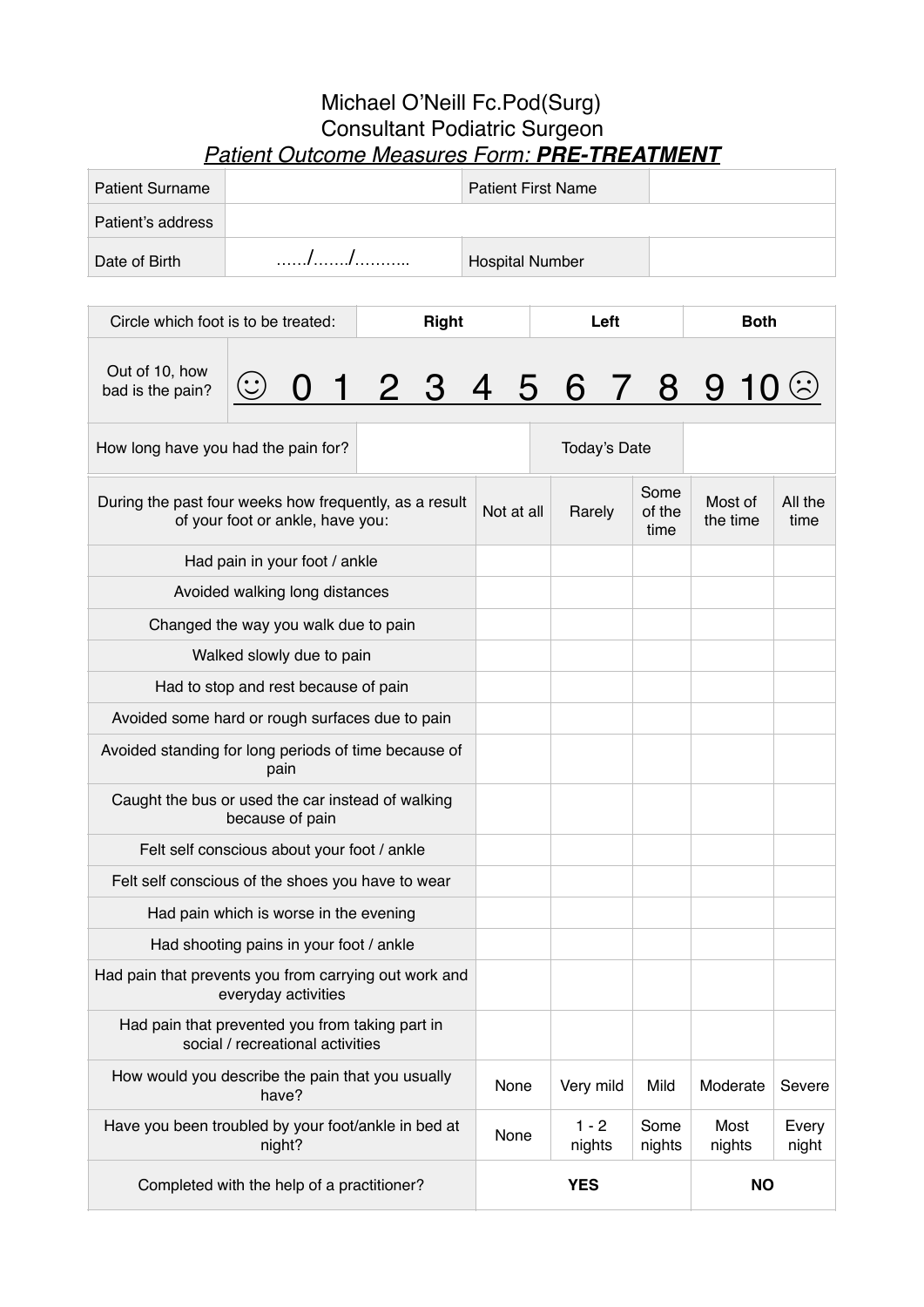Michael O'Neill Fc.Pod(Surg)
Consultant Podiatric Surgeon
***Patient Outcome Measures Form: PRE-TREATMENT***

| Patient Surname | | Patient First Name | |
|---|---|---|---|
| Patient's address | | | |
| Date of Birth | ……/……./……….. | Hospital Number | |

| Circle which foot is to be treated: | **Right** | **Left** | **Both** |
|---|---|---|---|
| Out of 10, how bad is the pain? | ☺ 0 1 2 3 4 5 6 7 8 9 10 ☹ | | |
| How long have you had the pain for? | | Today's Date | |

| During the past four weeks how frequently, as a result of your foot or ankle, have you: | Not at all | Rarely | Some of the time | Most of the time | All the time |
|---|---|---|---|---|---|
| Had pain in your foot / ankle | | | | | |
| Avoided walking long distances | | | | | |
| Changed the way you walk due to pain | | | | | |
| Walked slowly due to pain | | | | | |
| Had to stop and rest because of pain | | | | | |
| Avoided some hard or rough surfaces due to pain | | | | | |
| Avoided standing for long periods of time because of pain | | | | | |
| Caught the bus or used the car instead of walking because of pain | | | | | |
| Felt self conscious about your foot / ankle | | | | | |
| Felt self conscious of the shoes you have to wear | | | | | |
| Had pain which is worse in the evening | | | | | |
| Had shooting pains in your foot / ankle | | | | | |
| Had pain that prevents you from carrying out work and everyday activities | | | | | |
| Had pain that prevented you from taking part in social / recreational activities | | | | | |
| How would you describe the pain that you usually have? | None | Very mild | Mild | Moderate | Severe |
| Have you been troubled by your foot/ankle in bed at night? | None | 1 - 2 nights | Some nights | Most nights | Every night |
| Completed with the help of a practitioner? | **YES** | | | **NO** | |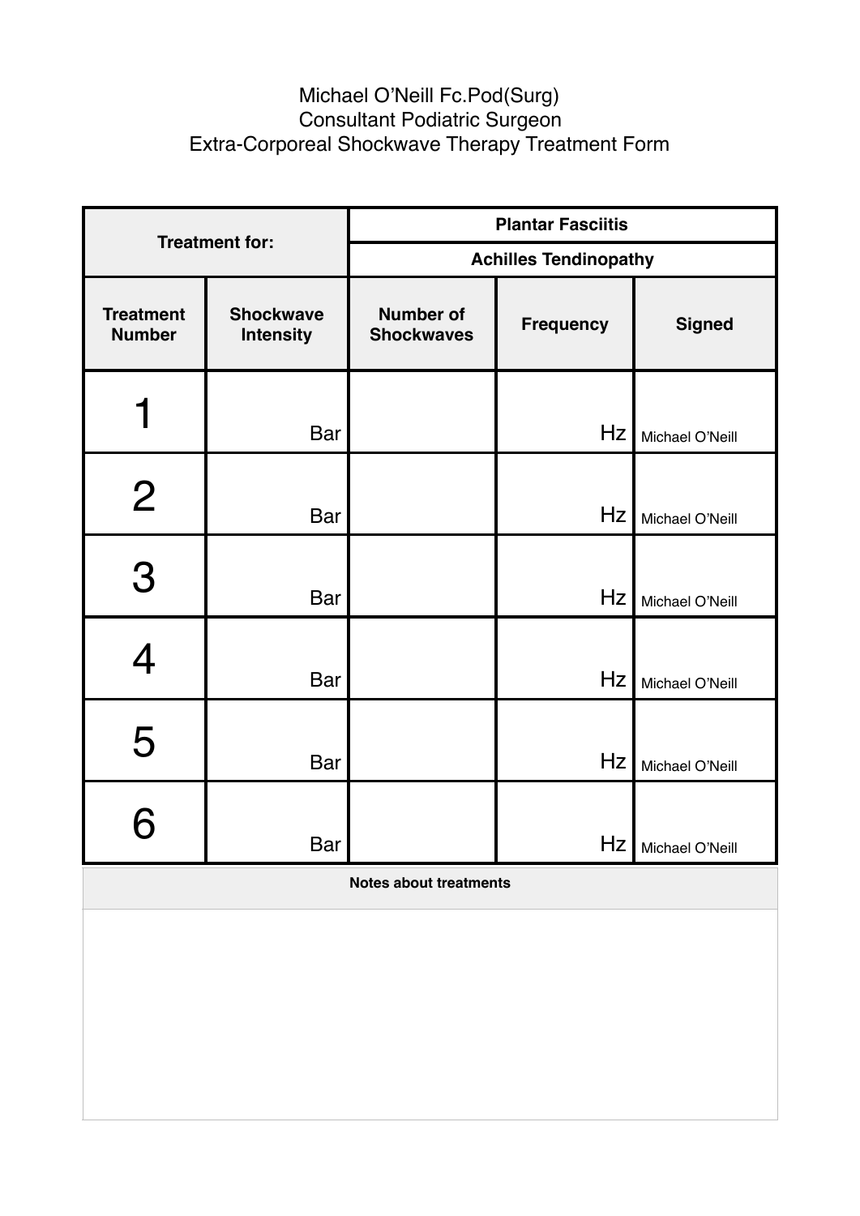Michael O’Neill Fc.Pod(Surg)
Consultant Podiatric Surgeon
Extra-Corporeal Shockwave Therapy Treatment Form

| **Treatment for:** | | **Plantar Fasciitis** | | |
|---|---|---|---|---|
| | | **Achilles Tendinopathy** | | |
| **Treatment Number** | **Shockwave Intensity** | **Number of Shockwaves** | **Frequency** | **Signed** |
| 1 | Bar | | Hz | Michael O’Neill |
| 2 | Bar | | Hz | Michael O’Neill |
| 3 | Bar | | Hz | Michael O’Neill |
| 4 | Bar | | Hz | Michael O’Neill |
| 5 | Bar | | Hz | Michael O’Neill |
| 6 | Bar | | Hz | Michael O’Neill |

**Notes about treatments**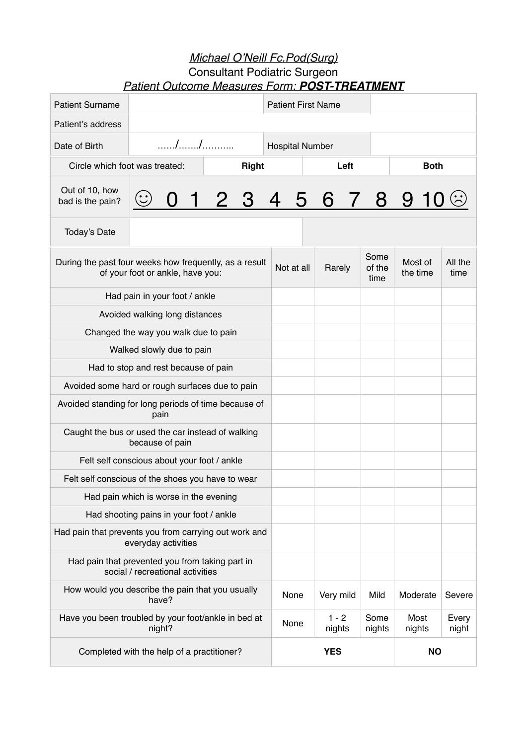*Michael O'Neill Fc.Pod(Surg)*

Consultant Podiatric Surgeon

*Patient Outcome Measures Form:* ***POST-TREATMENT***

| | | | |
|---|---|---|---|
| Patient Surname | | Patient First Name | |
| Patient's address | | | |
| Date of Birth | ……/……./……….. | Hospital Number | |

| | | | |
|---|---|---|---|
| Circle which foot was treated: | **Right** | **Left** | **Both** |

| | |
|---|---|
| Out of 10, how bad is the pain? | ☺ 0 1 2 3 4 5 6 7 8 9 10 ☹ |
| Today's Date | |

| During the past four weeks how frequently, as a result of your foot or ankle, have you: | Not at all | Rarely | Some of the time | Most of the time | All the time |
|---|---|---|---|---|---|
| Had pain in your foot / ankle | | | | | |
| Avoided walking long distances | | | | | |
| Changed the way you walk due to pain | | | | | |
| Walked slowly due to pain | | | | | |
| Had to stop and rest because of pain | | | | | |
| Avoided some hard or rough surfaces due to pain | | | | | |
| Avoided standing for long periods of time because of pain | | | | | |
| Caught the bus or used the car instead of walking because of pain | | | | | |
| Felt self conscious about your foot / ankle | | | | | |
| Felt self conscious of the shoes you have to wear | | | | | |
| Had pain which is worse in the evening | | | | | |
| Had shooting pains in your foot / ankle | | | | | |
| Had pain that prevents you from carrying out work and everyday activities | | | | | |
| Had pain that prevented you from taking part in social / recreational activities | | | | | |
| How would you describe the pain that you usually have? | None | Very mild | Mild | Moderate | Severe |
| Have you been troubled by your foot/ankle in bed at night? | None | 1 - 2 nights | Some nights | Most nights | Every night |
| Completed with the help of a practitioner? | | **YES** | | **NO** | |